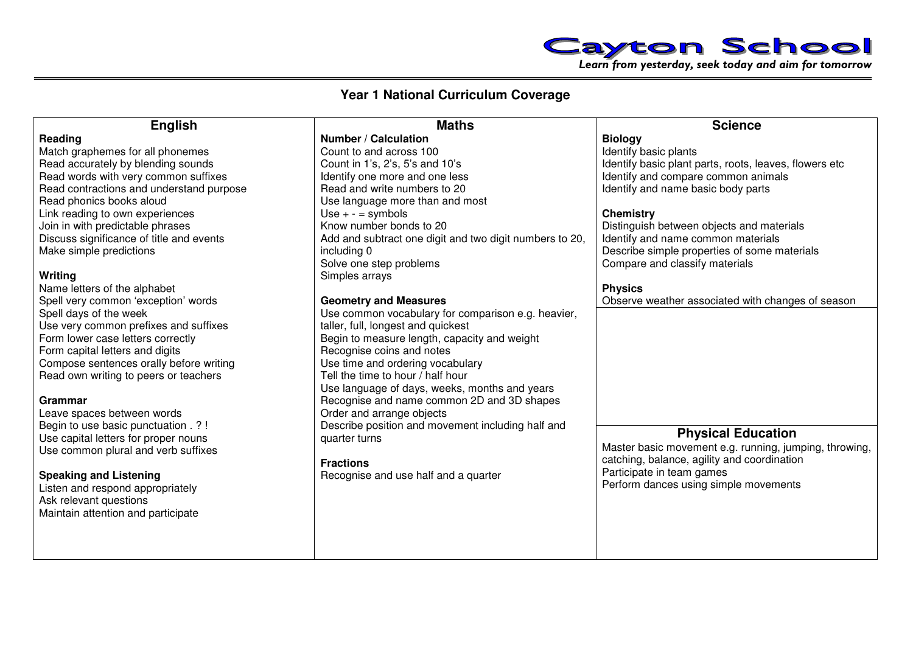Cayton School

*Learn from yesterday, seek today and aim for tomorrow*

# Year 1 National Curriculum Coverage

## English

**Reading**

Match graphemes for all phonemes
Read accurately by blending sounds
Read words with very common suffixes
Read contractions and understand purpose
Read phonics books aloud
Link reading to own experiences
Join in with predictable phrases
Discuss significance of title and events
Make simple predictions

**Writing**

Name letters of the alphabet
Spell very common 'exception' words
Spell days of the week
Use very common prefixes and suffixes
Form lower case letters correctly
Form capital letters and digits
Compose sentences orally before writing
Read own writing to peers or teachers

**Grammar**

Leave spaces between words
Begin to use basic punctuation . ? !
Use capital letters for proper nouns
Use common plural and verb suffixes

**Speaking and Listening**

Listen and respond appropriately
Ask relevant questions
Maintain attention and participate

## Maths

**Number / Calculation**

Count to and across 100
Count in 1's, 2's, 5's and 10's
Identify one more and one less
Read and write numbers to 20
Use language more than and most
Use + - = symbols
Know number bonds to 20
Add and subtract one digit and two digit numbers to 20, including 0
Solve one step problems
Simples arrays

**Geometry and Measures**

Use common vocabulary for comparison e.g. heavier, taller, full, longest and quickest
Begin to measure length, capacity and weight
Recognise coins and notes
Use time and ordering vocabulary
Tell the time to hour / half hour
Use language of days, weeks, months and years
Recognise and name common 2D and 3D shapes
Order and arrange objects
Describe position and movement including half and quarter turns

**Fractions**

Recognise and use half and a quarter

## Science

**Biology**

Identify basic plants
Identify basic plant parts, roots, leaves, flowers etc
Identify and compare common animals
Identify and name basic body parts

**Chemistry**

Distinguish between objects and materials
Identify and name common materials
Describe simple properties of some materials
Compare and classify materials

**Physics**

Observe weather associated with changes of season

## Physical Education

Master basic movement e.g. running, jumping, throwing, catching, balance, agility and coordination
Participate in team games
Perform dances using simple movements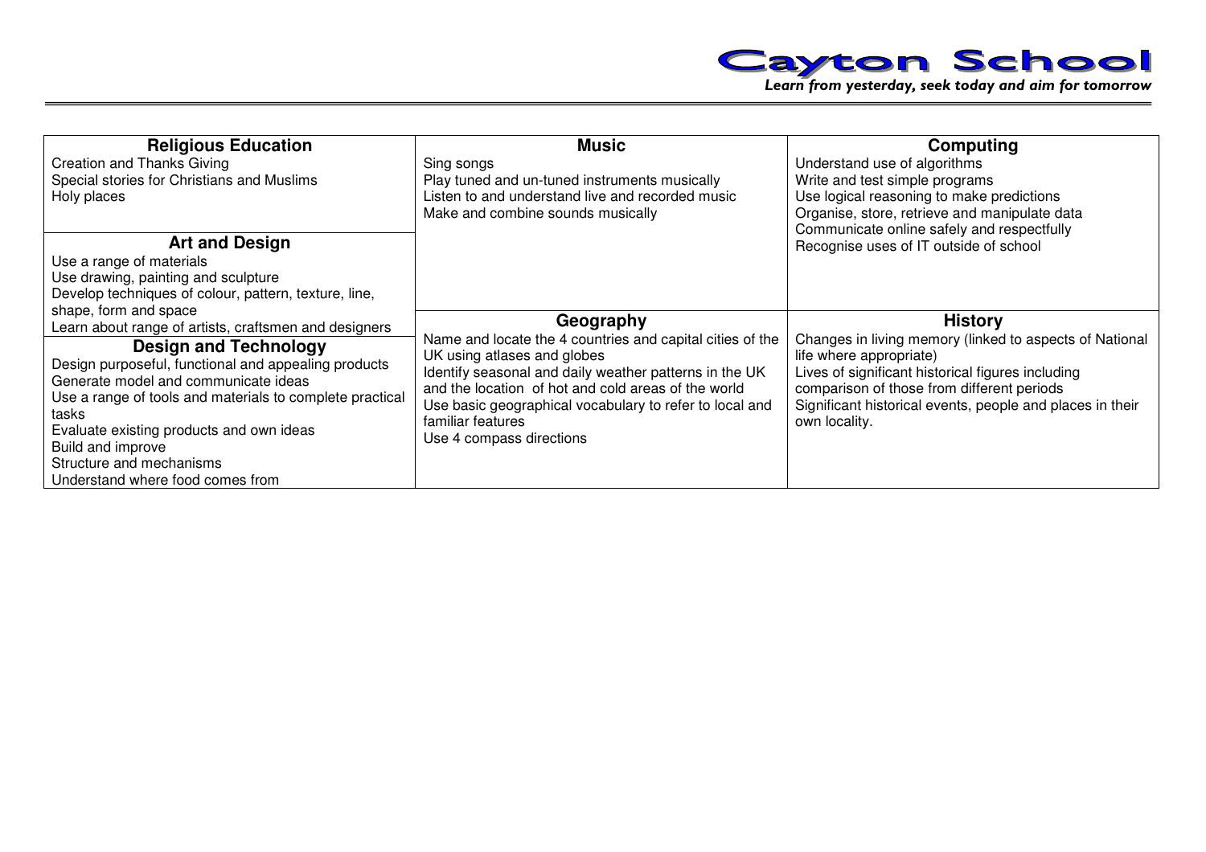| | | |
|---|---|---|
| **Religious Education**<br>Creation and Thanks Giving<br>Special stories for Christians and Muslims<br>Holy places | **Music**<br>Sing songs<br>Play tuned and un-tuned instruments musically<br>Listen to and understand live and recorded music<br>Make and combine sounds musically | **Computing**<br>Understand use of algorithms<br>Write and test simple programs<br>Use logical reasoning to make predictions<br>Organise, store, retrieve and manipulate data<br>Communicate online safely and respectfully<br>Recognise uses of IT outside of school |
| **Art and Design**<br>Use a range of materials<br>Use drawing, painting and sculpture<br>Develop techniques of colour, pattern, texture, line, shape, form and space<br>Learn about range of artists, craftsmen and designers<br>**Design and Technology**<br>Design purposeful, functional and appealing products<br>Generate model and communicate ideas<br>Use a range of tools and materials to complete practical tasks<br>Evaluate existing products and own ideas<br>Build and improve<br>Structure and mechanisms<br>Understand where food comes from | **Geography**<br>Name and locate the 4 countries and capital cities of the UK using atlases and globes<br>Identify seasonal and daily weather patterns in the UK and the location of hot and cold areas of the world<br>Use basic geographical vocabulary to refer to local and familiar features<br>Use 4 compass directions | **History**<br>Changes in living memory (linked to aspects of National life where appropriate)<br>Lives of significant historical figures including comparison of those from different periods<br>Significant historical events, people and places in their own locality. |